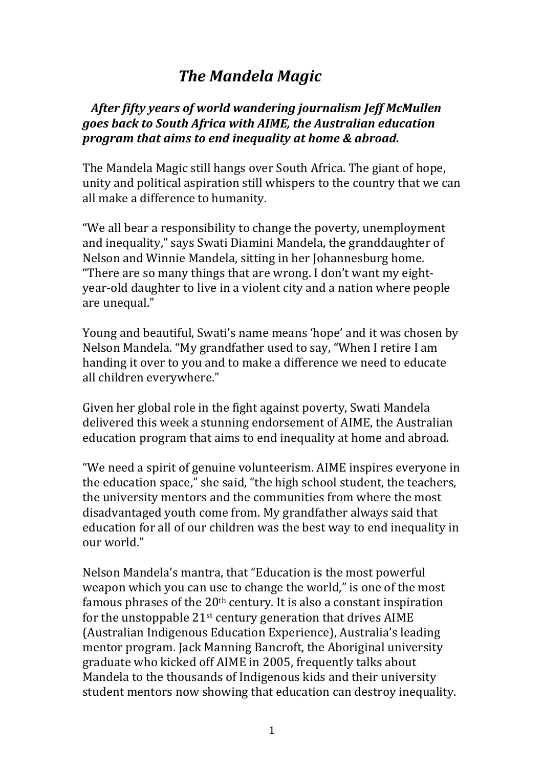# *The Mandela Magic*

***After fifty years of world wandering journalism Jeff McMullen goes back to South Africa with AIME, the Australian education program that aims to end inequality at home & abroad.***

The Mandela Magic still hangs over South Africa. The giant of hope, unity and political aspiration still whispers to the country that we can all make a difference to humanity.

"We all bear a responsibility to change the poverty, unemployment and inequality," says Swati Diamini Mandela, the granddaughter of Nelson and Winnie Mandela, sitting in her Johannesburg home. "There are so many things that are wrong. I don't want my eight-year-old daughter to live in a violent city and a nation where people are unequal."

Young and beautiful, Swati's name means 'hope' and it was chosen by Nelson Mandela. "My grandfather used to say, "When I retire I am handing it over to you and to make a difference we need to educate all children everywhere."

Given her global role in the fight against poverty, Swati Mandela delivered this week a stunning endorsement of AIME, the Australian education program that aims to end inequality at home and abroad.

"We need a spirit of genuine volunteerism. AIME inspires everyone in the education space," she said, "the high school student, the teachers, the university mentors and the communities from where the most disadvantaged youth come from. My grandfather always said that education for all of our children was the best way to end inequality in our world."

Nelson Mandela's mantra, that "Education is the most powerful weapon which you can use to change the world," is one of the most famous phrases of the 20th century. It is also a constant inspiration for the unstoppable 21st century generation that drives AIME (Australian Indigenous Education Experience), Australia's leading mentor program. Jack Manning Bancroft, the Aboriginal university graduate who kicked off AIME in 2005, frequently talks about Mandela to the thousands of Indigenous kids and their university student mentors now showing that education can destroy inequality.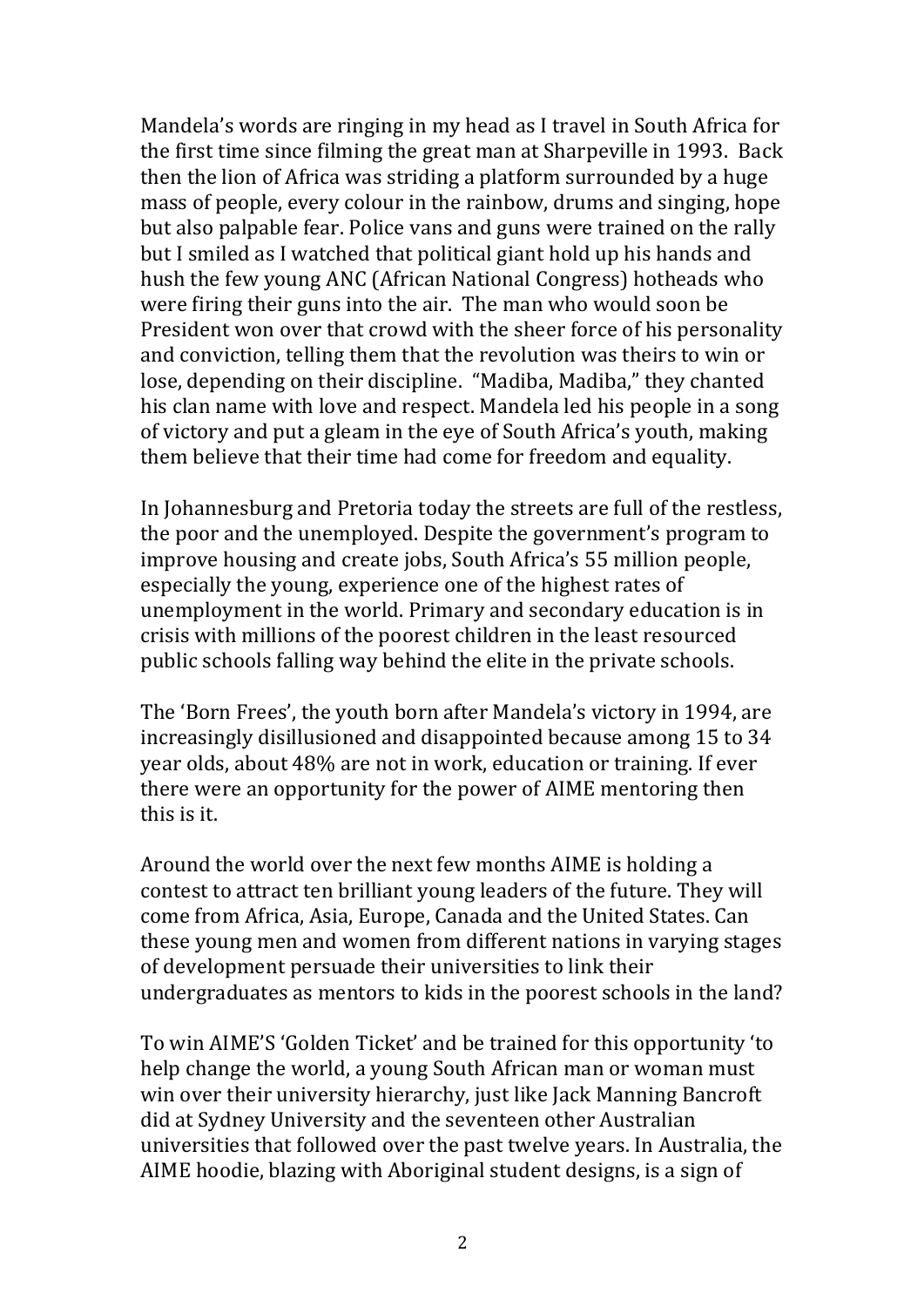Mandela's words are ringing in my head as I travel in South Africa for the first time since filming the great man at Sharpeville in 1993. Back then the lion of Africa was striding a platform surrounded by a huge mass of people, every colour in the rainbow, drums and singing, hope but also palpable fear. Police vans and guns were trained on the rally but I smiled as I watched that political giant hold up his hands and hush the few young ANC (African National Congress) hotheads who were firing their guns into the air. The man who would soon be President won over that crowd with the sheer force of his personality and conviction, telling them that the revolution was theirs to win or lose, depending on their discipline. "Madiba, Madiba," they chanted his clan name with love and respect. Mandela led his people in a song of victory and put a gleam in the eye of South Africa's youth, making them believe that their time had come for freedom and equality.

In Johannesburg and Pretoria today the streets are full of the restless, the poor and the unemployed. Despite the government's program to improve housing and create jobs, South Africa's 55 million people, especially the young, experience one of the highest rates of unemployment in the world. Primary and secondary education is in crisis with millions of the poorest children in the least resourced public schools falling way behind the elite in the private schools.

The 'Born Frees', the youth born after Mandela's victory in 1994, are increasingly disillusioned and disappointed because among 15 to 34 year olds, about 48% are not in work, education or training. If ever there were an opportunity for the power of AIME mentoring then this is it.

Around the world over the next few months AIME is holding a contest to attract ten brilliant young leaders of the future. They will come from Africa, Asia, Europe, Canada and the United States. Can these young men and women from different nations in varying stages of development persuade their universities to link their undergraduates as mentors to kids in the poorest schools in the land?

To win AIME'S 'Golden Ticket' and be trained for this opportunity 'to help change the world, a young South African man or woman must win over their university hierarchy, just like Jack Manning Bancroft did at Sydney University and the seventeen other Australian universities that followed over the past twelve years. In Australia, the AIME hoodie, blazing with Aboriginal student designs, is a sign of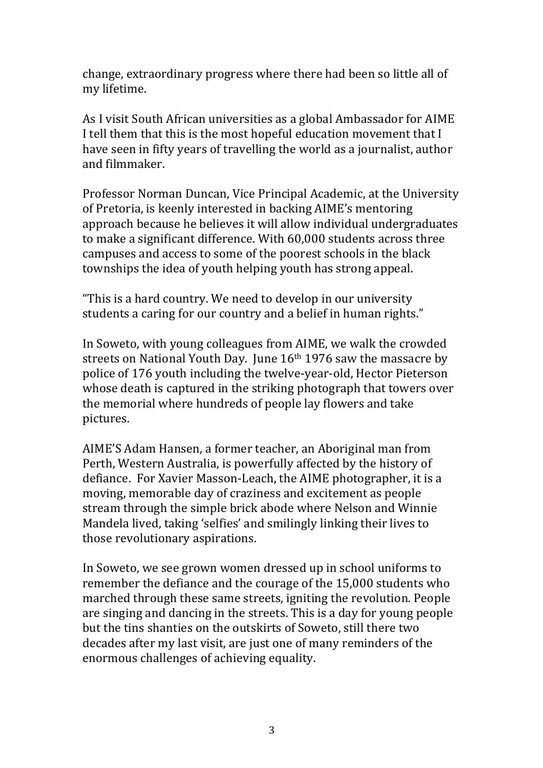change, extraordinary progress where there had been so little all of my lifetime.

As I visit South African universities as a global Ambassador for AIME I tell them that this is the most hopeful education movement that I have seen in fifty years of travelling the world as a journalist, author and filmmaker.

Professor Norman Duncan, Vice Principal Academic, at the University of Pretoria, is keenly interested in backing AIME's mentoring approach because he believes it will allow individual undergraduates to make a significant difference. With 60,000 students across three campuses and access to some of the poorest schools in the black townships the idea of youth helping youth has strong appeal.

"This is a hard country. We need to develop in our university students a caring for our country and a belief in human rights."

In Soweto, with young colleagues from AIME, we walk the crowded streets on National Youth Day. June 16th 1976 saw the massacre by police of 176 youth including the twelve-year-old, Hector Pieterson whose death is captured in the striking photograph that towers over the memorial where hundreds of people lay flowers and take pictures.

AIME'S Adam Hansen, a former teacher, an Aboriginal man from Perth, Western Australia, is powerfully affected by the history of defiance. For Xavier Masson-Leach, the AIME photographer, it is a moving, memorable day of craziness and excitement as people stream through the simple brick abode where Nelson and Winnie Mandela lived, taking 'selfies' and smilingly linking their lives to those revolutionary aspirations.

In Soweto, we see grown women dressed up in school uniforms to remember the defiance and the courage of the 15,000 students who marched through these same streets, igniting the revolution. People are singing and dancing in the streets. This is a day for young people but the tins shanties on the outskirts of Soweto, still there two decades after my last visit, are just one of many reminders of the enormous challenges of achieving equality.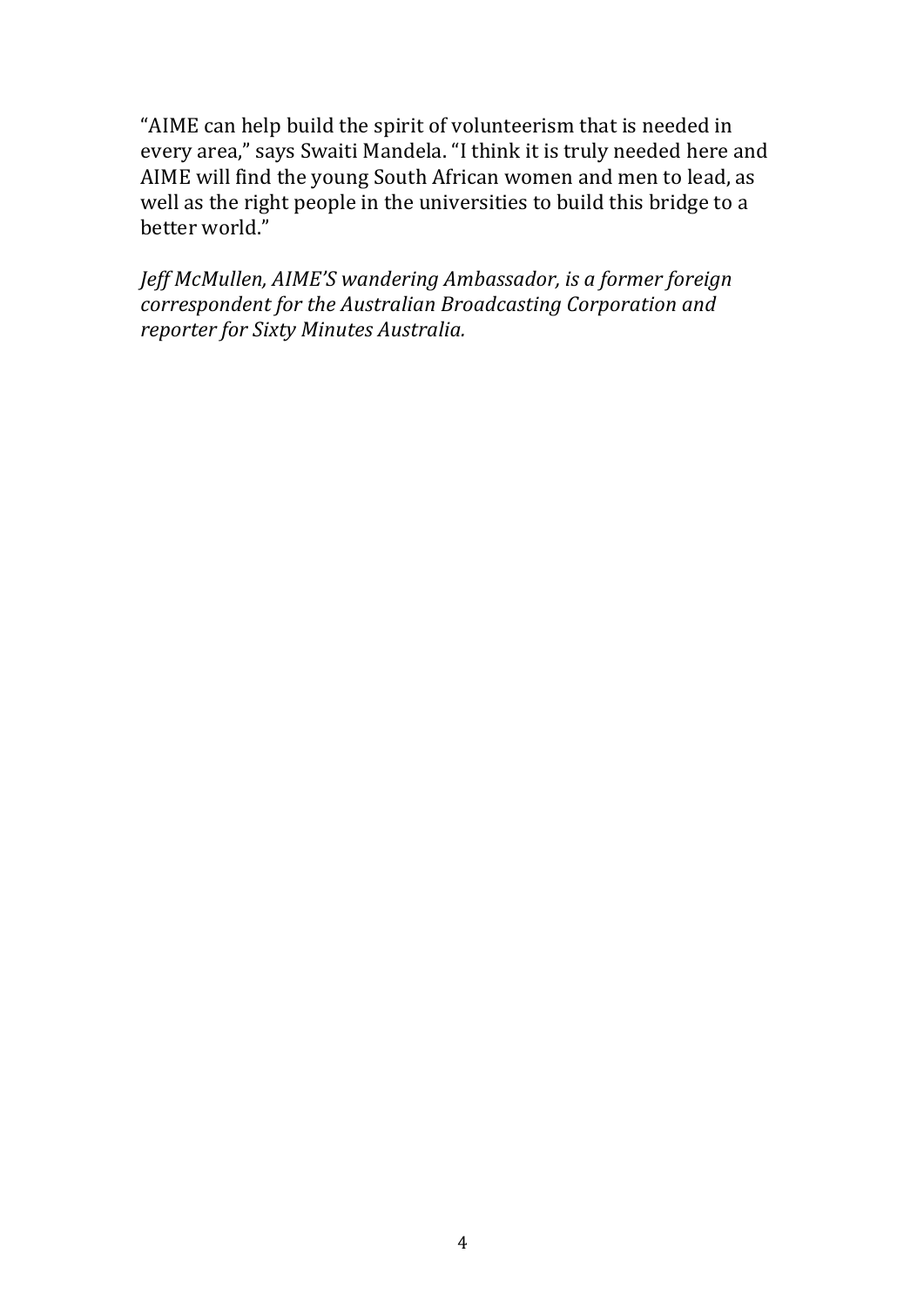"AIME can help build the spirit of volunteerism that is needed in every area," says Swaiti Mandela. "I think it is truly needed here and AIME will find the young South African women and men to lead, as well as the right people in the universities to build this bridge to a better world."

*Jeff McMullen, AIME'S wandering Ambassador, is a former foreign correspondent for the Australian Broadcasting Corporation and reporter for Sixty Minutes Australia.*